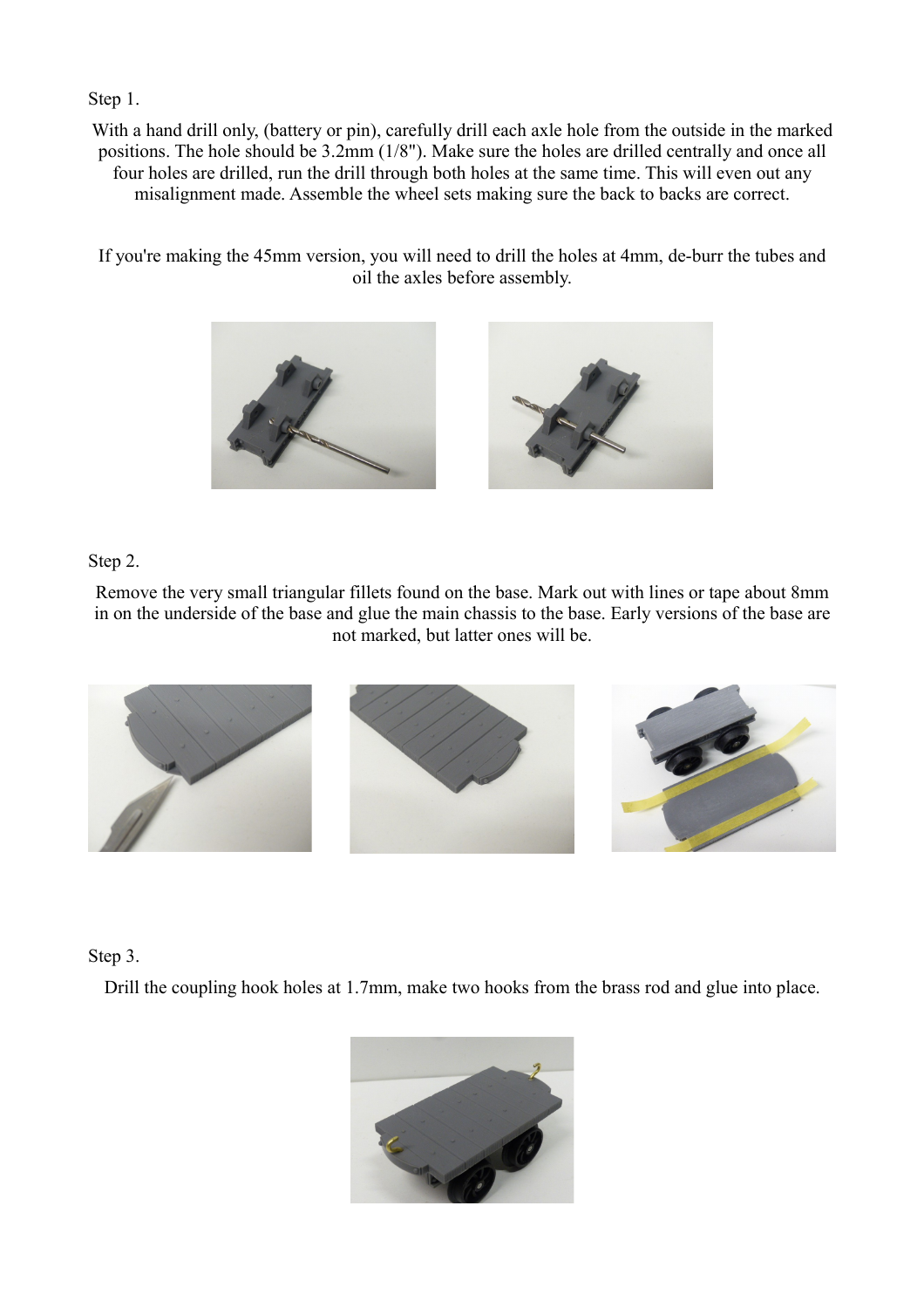Step 1.

With a hand drill only, (battery or pin), carefully drill each axle hole from the outside in the marked positions. The hole should be 3.2mm (1/8"). Make sure the holes are drilled centrally and once all four holes are drilled, run the drill through both holes at the same time. This will even out any misalignment made. Assemble the wheel sets making sure the back to backs are correct.

If you're making the 45mm version, you will need to drill the holes at 4mm, de-burr the tubes and oil the axles before assembly.

Step 2.

Remove the very small triangular fillets found on the base. Mark out with lines or tape about 8mm in on the underside of the base and glue the main chassis to the base. Early versions of the base are not marked, but latter ones will be.

Step 3.

Drill the coupling hook holes at 1.7mm, make two hooks from the brass rod and glue into place.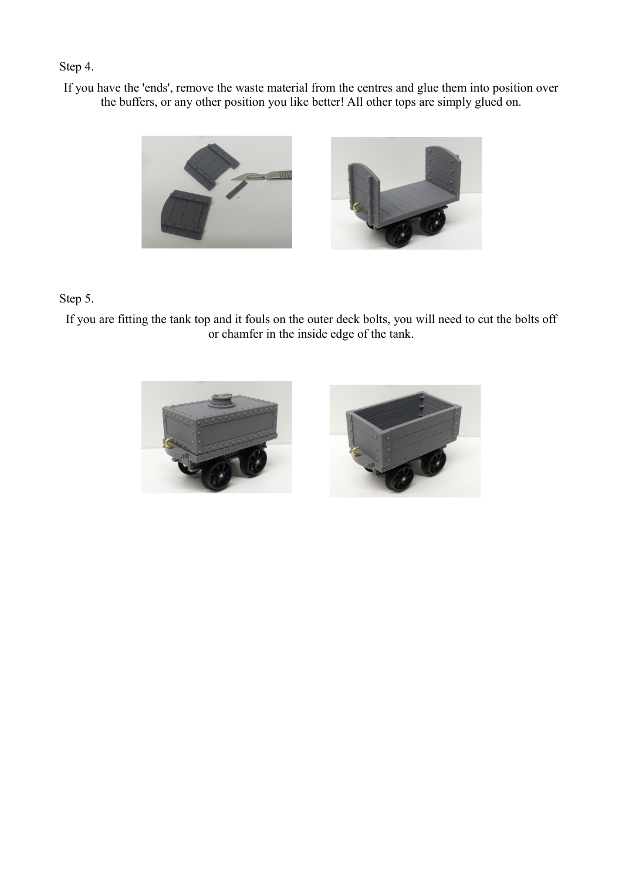Step 4.

If you have the 'ends', remove the waste material from the centres and glue them into position over the buffers, or any other position you like better! All other tops are simply glued on.

Step 5.

If you are fitting the tank top and it fouls on the outer deck bolts, you will need to cut the bolts off or chamfer in the inside edge of the tank.